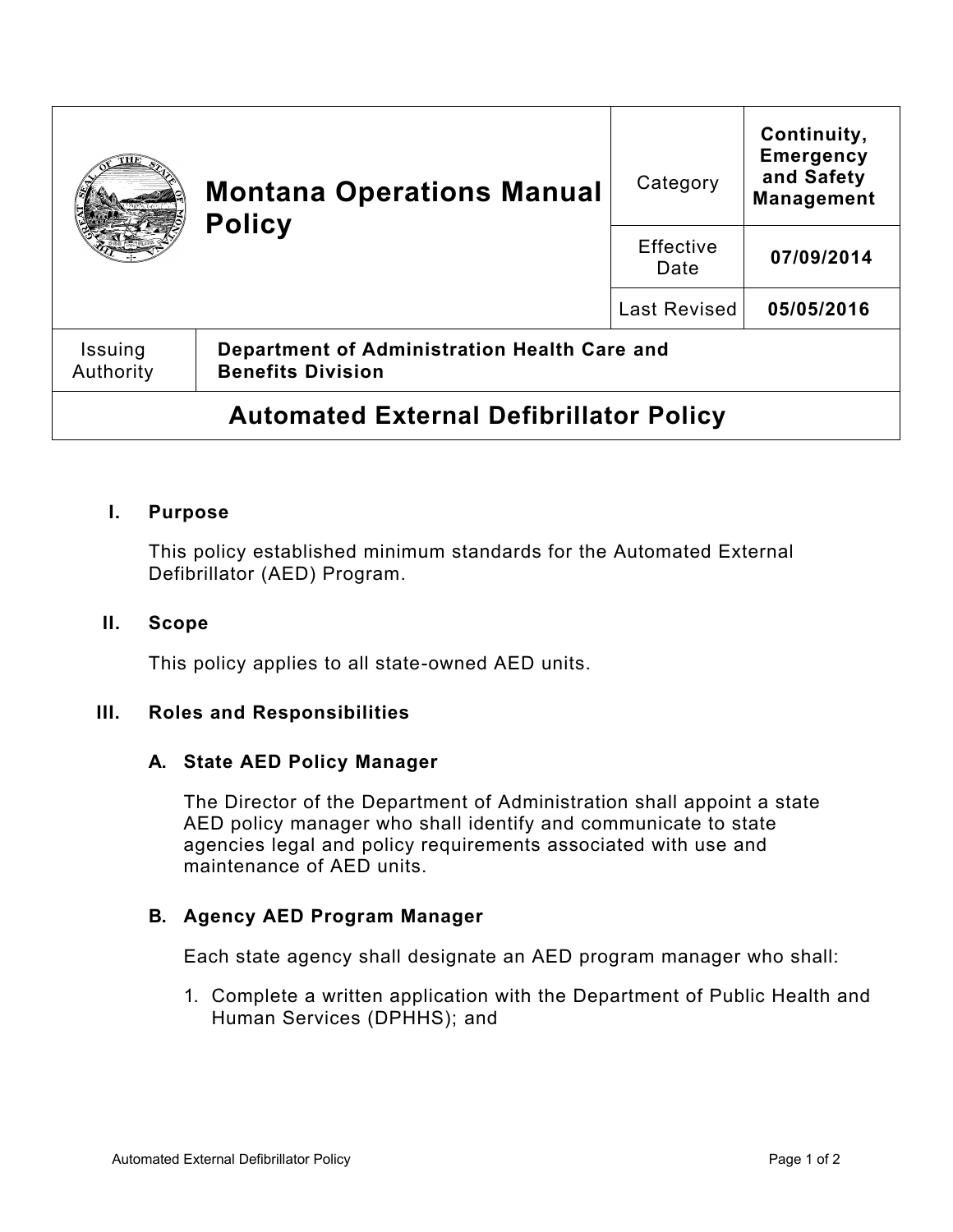| Montana Operations Manual Policy | Category | Continuity, Emergency and Safety Management |
| --- | --- | --- |
| | Effective Date | 07/09/2014 |
| | Last Revised | 05/05/2016 |
| Issuing Authority | Department of Administration Health Care and Benefits Division | |

# Automated External Defibrillator Policy

## I. Purpose

This policy established minimum standards for the Automated External Defibrillator (AED) Program.

## II. Scope

This policy applies to all state-owned AED units.

## III. Roles and Responsibilities

### A. State AED Policy Manager

The Director of the Department of Administration shall appoint a state AED policy manager who shall identify and communicate to state agencies legal and policy requirements associated with use and maintenance of AED units.

### B. Agency AED Program Manager

Each state agency shall designate an AED program manager who shall:

1. Complete a written application with the Department of Public Health and Human Services (DPHHS); and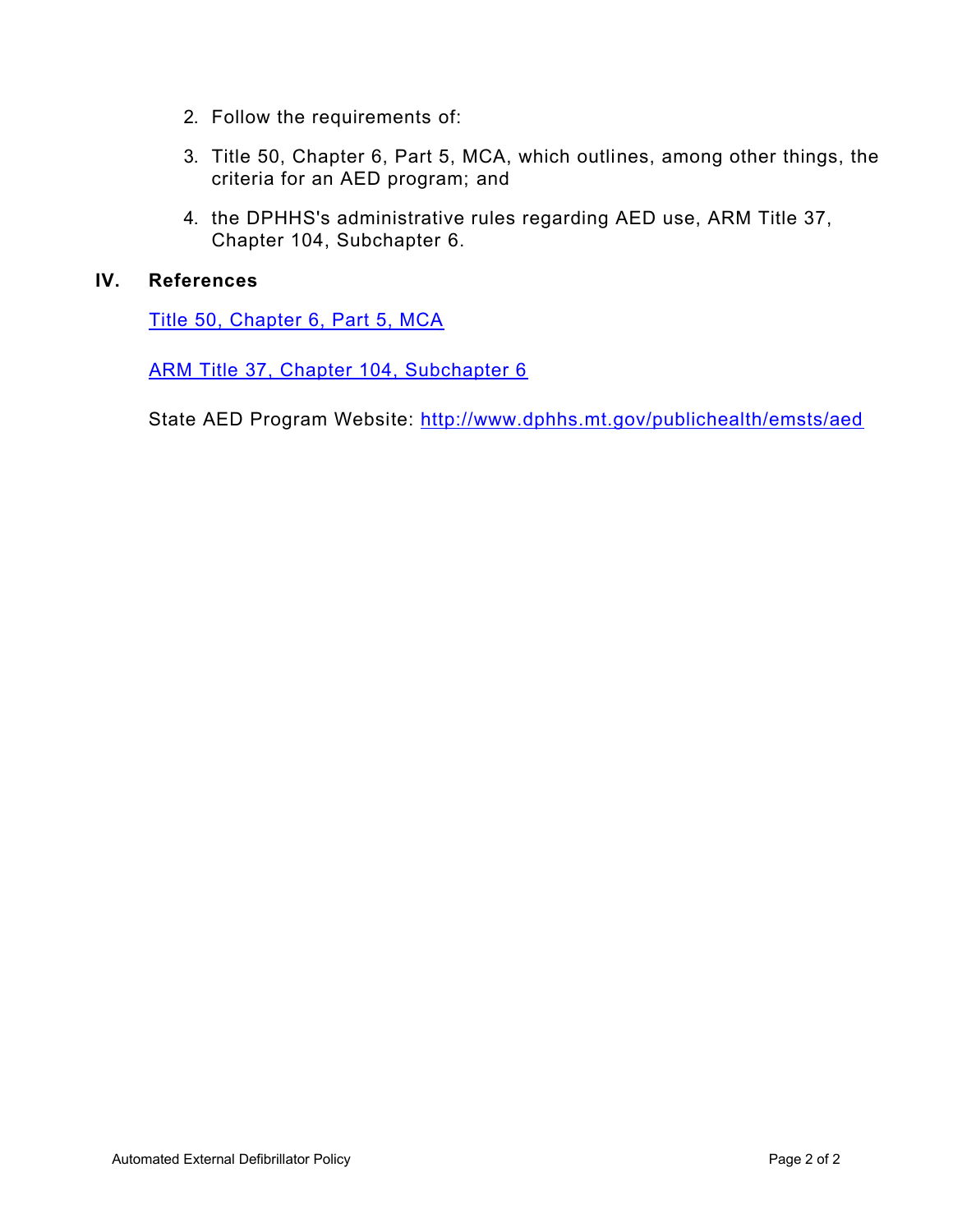2. Follow the requirements of:
3. Title 50, Chapter 6, Part 5, MCA, which outlines, among other things, the criteria for an AED program; and
4. the DPHHS's administrative rules regarding AED use, ARM Title 37, Chapter 104, Subchapter 6.

## IV. References

Title 50, Chapter 6, Part 5, MCA

ARM Title 37, Chapter 104, Subchapter 6

State AED Program Website: http://www.dphhs.mt.gov/publichealth/emsts/aed